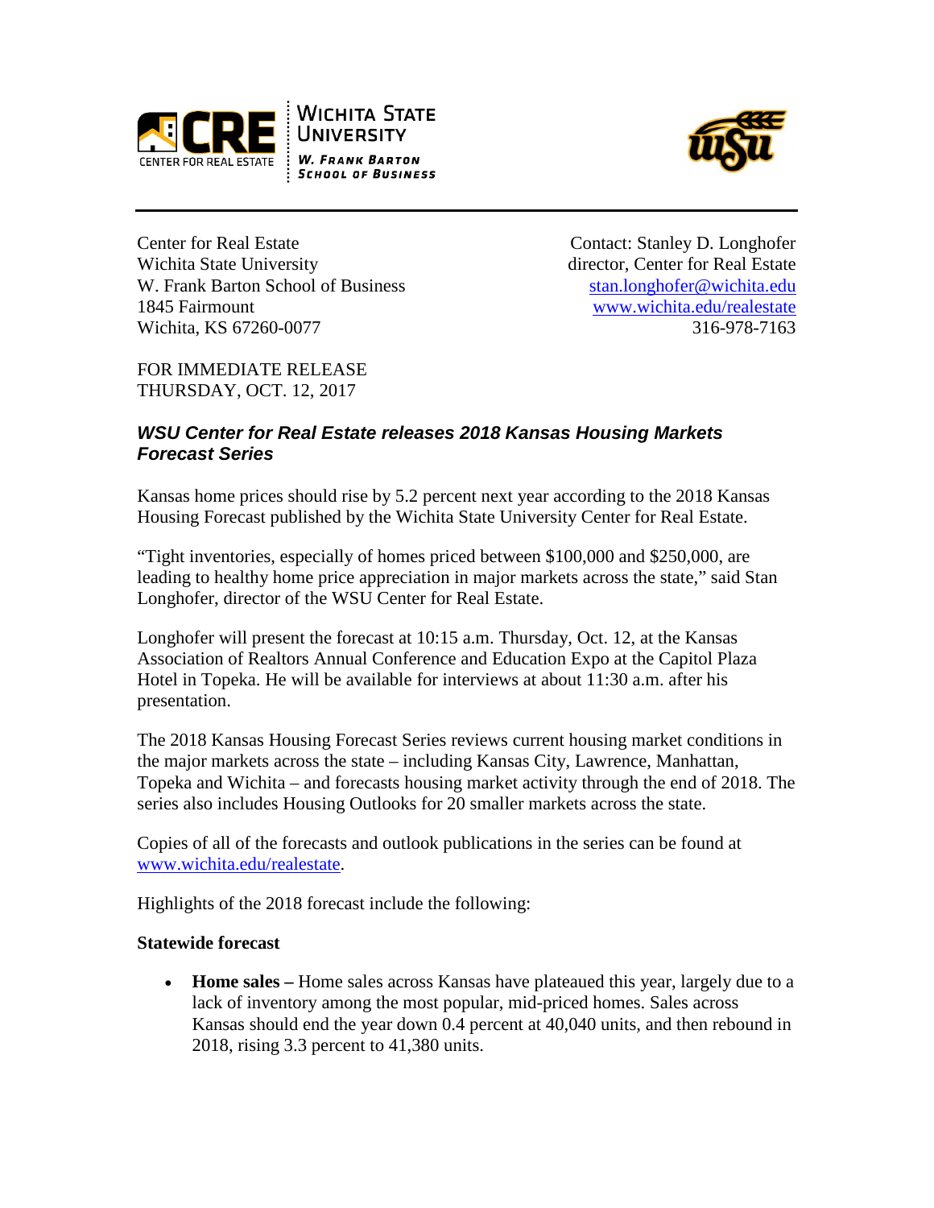Center for Real Estate
Wichita State University
W. Frank Barton School of Business
1845 Fairmount
Wichita, KS 67260-0077

Contact: Stanley D. Longhofer
director, Center for Real Estate
stan.longhofer@wichita.edu
www.wichita.edu/realestate
316-978-7163

FOR IMMEDIATE RELEASE
THURSDAY, OCT. 12, 2017

## *WSU Center for Real Estate releases 2018 Kansas Housing Markets Forecast Series*

Kansas home prices should rise by 5.2 percent next year according to the 2018 Kansas Housing Forecast published by the Wichita State University Center for Real Estate.

"Tight inventories, especially of homes priced between $100,000 and $250,000, are leading to healthy home price appreciation in major markets across the state," said Stan Longhofer, director of the WSU Center for Real Estate.

Longhofer will present the forecast at 10:15 a.m. Thursday, Oct. 12, at the Kansas Association of Realtors Annual Conference and Education Expo at the Capitol Plaza Hotel in Topeka. He will be available for interviews at about 11:30 a.m. after his presentation.

The 2018 Kansas Housing Forecast Series reviews current housing market conditions in the major markets across the state – including Kansas City, Lawrence, Manhattan, Topeka and Wichita – and forecasts housing market activity through the end of 2018. The series also includes Housing Outlooks for 20 smaller markets across the state.

Copies of all of the forecasts and outlook publications in the series can be found at www.wichita.edu/realestate.

Highlights of the 2018 forecast include the following:

**Statewide forecast**

- **Home sales –** Home sales across Kansas have plateaued this year, largely due to a lack of inventory among the most popular, mid-priced homes. Sales across Kansas should end the year down 0.4 percent at 40,040 units, and then rebound in 2018, rising 3.3 percent to 41,380 units.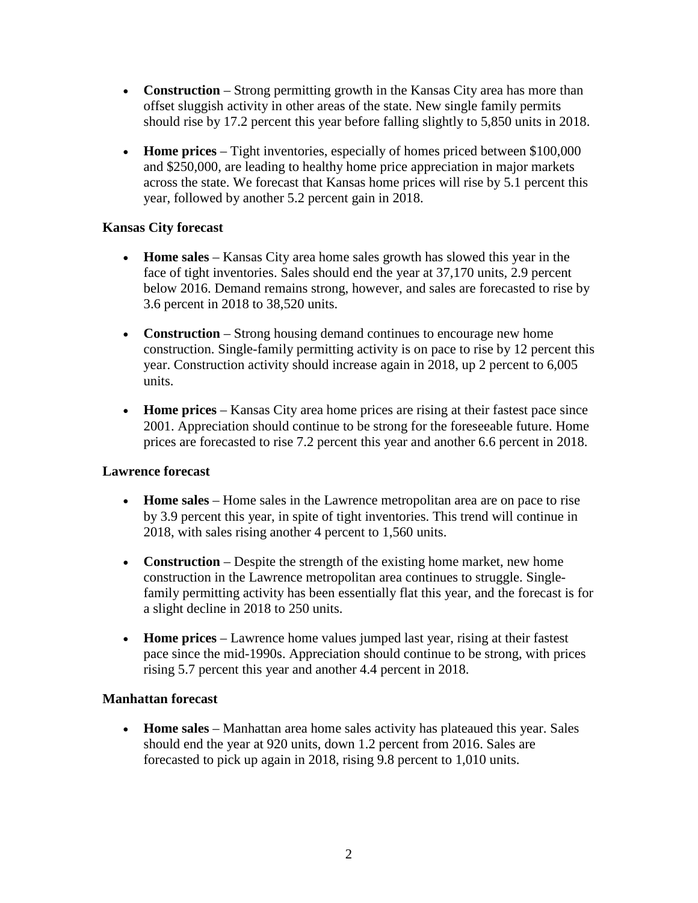- **Construction** – Strong permitting growth in the Kansas City area has more than offset sluggish activity in other areas of the state. New single family permits should rise by 17.2 percent this year before falling slightly to 5,850 units in 2018.

- **Home prices** – Tight inventories, especially of homes priced between $100,000 and $250,000, are leading to healthy home price appreciation in major markets across the state. We forecast that Kansas home prices will rise by 5.1 percent this year, followed by another 5.2 percent gain in 2018.

**Kansas City forecast**

- **Home sales** – Kansas City area home sales growth has slowed this year in the face of tight inventories. Sales should end the year at 37,170 units, 2.9 percent below 2016. Demand remains strong, however, and sales are forecasted to rise by 3.6 percent in 2018 to 38,520 units.

- **Construction** – Strong housing demand continues to encourage new home construction. Single-family permitting activity is on pace to rise by 12 percent this year. Construction activity should increase again in 2018, up 2 percent to 6,005 units.

- **Home prices** – Kansas City area home prices are rising at their fastest pace since 2001. Appreciation should continue to be strong for the foreseeable future. Home prices are forecasted to rise 7.2 percent this year and another 6.6 percent in 2018.

**Lawrence forecast**

- **Home sales** – Home sales in the Lawrence metropolitan area are on pace to rise by 3.9 percent this year, in spite of tight inventories. This trend will continue in 2018, with sales rising another 4 percent to 1,560 units.

- **Construction** – Despite the strength of the existing home market, new home construction in the Lawrence metropolitan area continues to struggle. Single-family permitting activity has been essentially flat this year, and the forecast is for a slight decline in 2018 to 250 units.

- **Home prices** – Lawrence home values jumped last year, rising at their fastest pace since the mid-1990s. Appreciation should continue to be strong, with prices rising 5.7 percent this year and another 4.4 percent in 2018.

**Manhattan forecast**

- **Home sales** – Manhattan area home sales activity has plateaued this year. Sales should end the year at 920 units, down 1.2 percent from 2016. Sales are forecasted to pick up again in 2018, rising 9.8 percent to 1,010 units.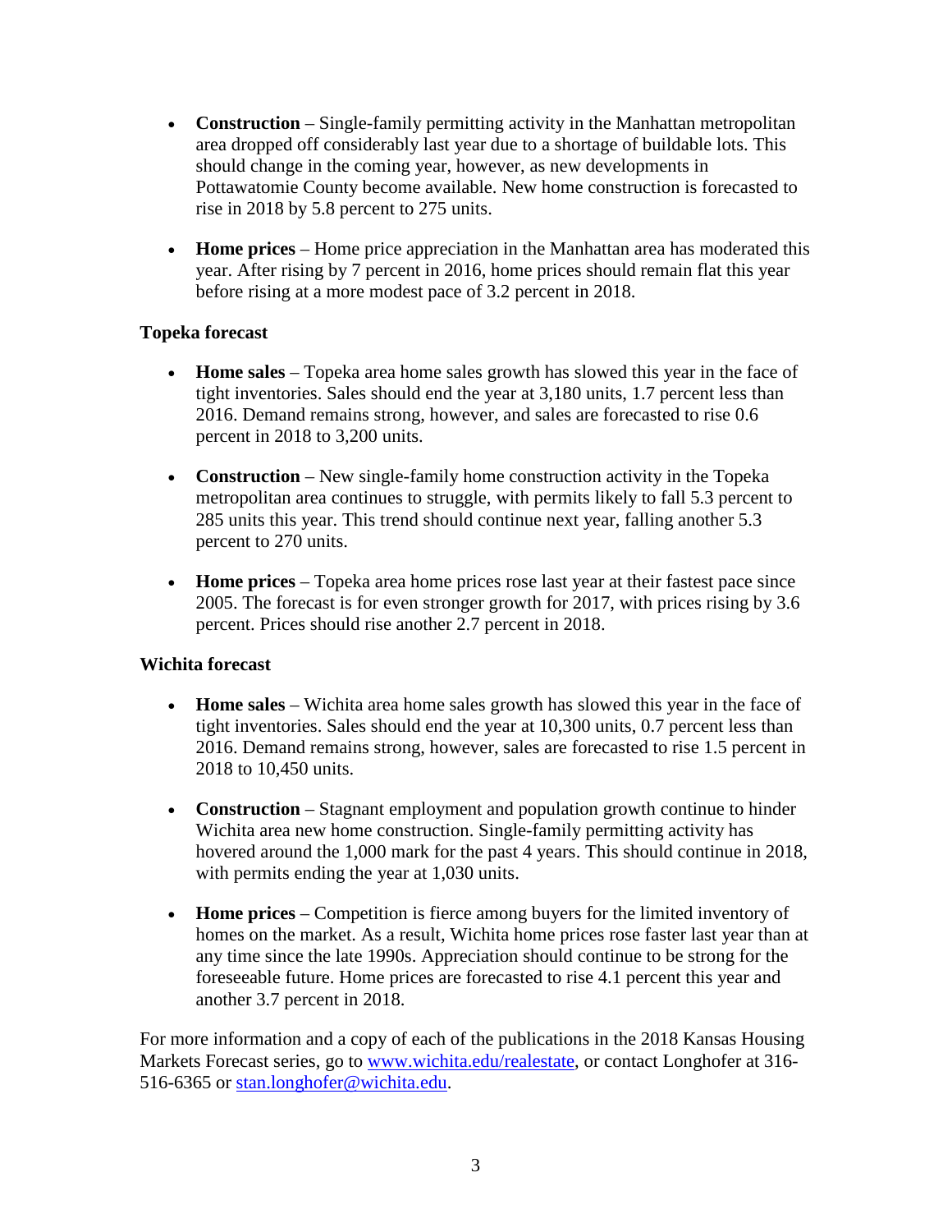- **Construction** – Single-family permitting activity in the Manhattan metropolitan area dropped off considerably last year due to a shortage of buildable lots. This should change in the coming year, however, as new developments in Pottawatomie County become available. New home construction is forecasted to rise in 2018 by 5.8 percent to 275 units.

- **Home prices** – Home price appreciation in the Manhattan area has moderated this year. After rising by 7 percent in 2016, home prices should remain flat this year before rising at a more modest pace of 3.2 percent in 2018.

**Topeka forecast**

- **Home sales** – Topeka area home sales growth has slowed this year in the face of tight inventories. Sales should end the year at 3,180 units, 1.7 percent less than 2016. Demand remains strong, however, and sales are forecasted to rise 0.6 percent in 2018 to 3,200 units.

- **Construction** – New single-family home construction activity in the Topeka metropolitan area continues to struggle, with permits likely to fall 5.3 percent to 285 units this year. This trend should continue next year, falling another 5.3 percent to 270 units.

- **Home prices** – Topeka area home prices rose last year at their fastest pace since 2005. The forecast is for even stronger growth for 2017, with prices rising by 3.6 percent. Prices should rise another 2.7 percent in 2018.

**Wichita forecast**

- **Home sales** – Wichita area home sales growth has slowed this year in the face of tight inventories. Sales should end the year at 10,300 units, 0.7 percent less than 2016. Demand remains strong, however, sales are forecasted to rise 1.5 percent in 2018 to 10,450 units.

- **Construction** – Stagnant employment and population growth continue to hinder Wichita area new home construction. Single-family permitting activity has hovered around the 1,000 mark for the past 4 years. This should continue in 2018, with permits ending the year at 1,030 units.

- **Home prices** – Competition is fierce among buyers for the limited inventory of homes on the market. As a result, Wichita home prices rose faster last year than at any time since the late 1990s. Appreciation should continue to be strong for the foreseeable future. Home prices are forecasted to rise 4.1 percent this year and another 3.7 percent in 2018.

For more information and a copy of each of the publications in the 2018 Kansas Housing Markets Forecast series, go to www.wichita.edu/realestate, or contact Longhofer at 316-516-6365 or stan.longhofer@wichita.edu.